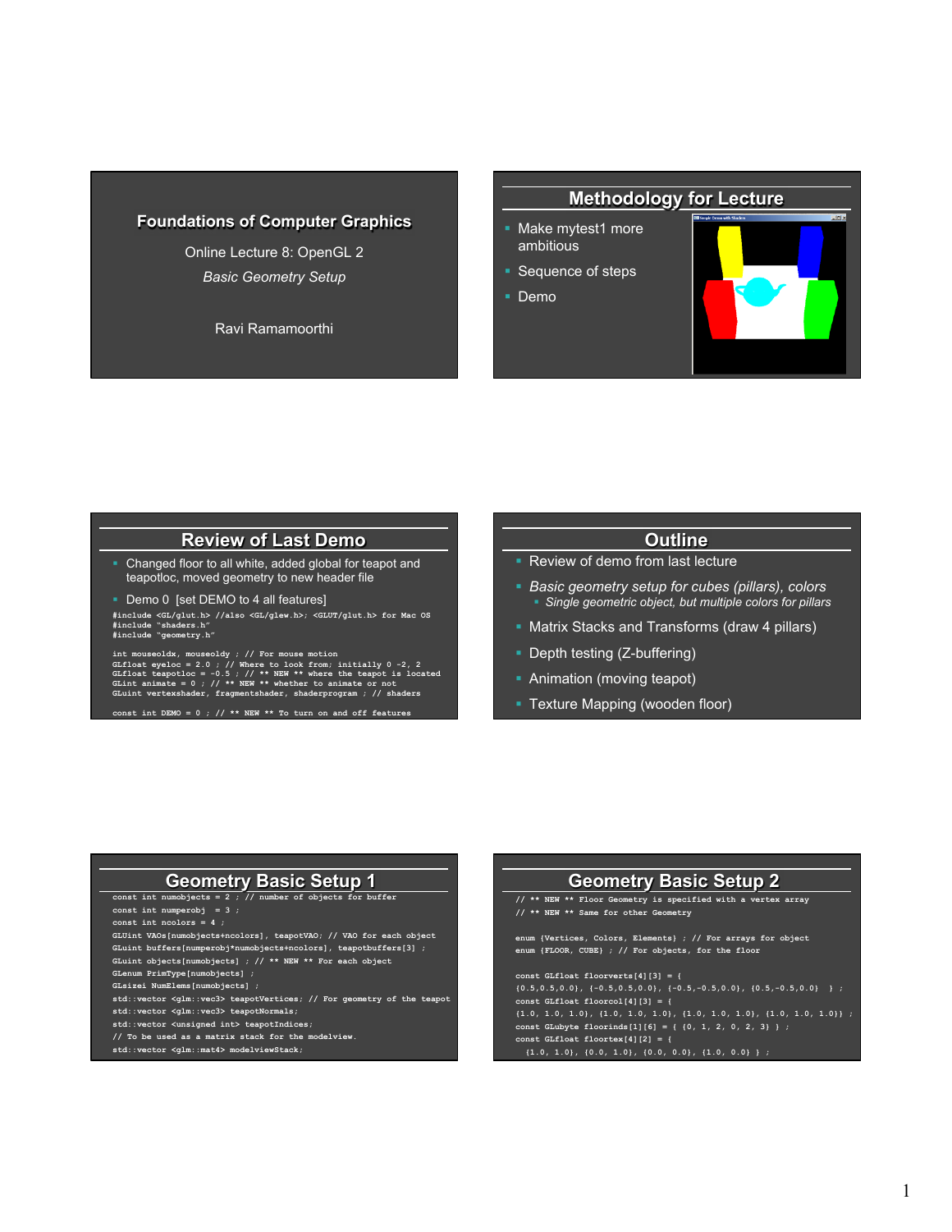# Foundations of Computer Graphics

Online Lecture 8: OpenGL 2

*Basic Geometry Setup*

Ravi Ramamoorthi

## Methodology for Lecture

- Make mytest1 more ambitious
- Sequence of steps
- Demo

## Review of Last Demo

- Changed floor to all white, added global for teapot and teapotloc, moved geometry to new header file
- Demo 0 [set DEMO to 4 all features]

```
#include <GL/glut.h> //also <GL/glew.h>; <GLUT/glut.h> for Mac OS
#include "shaders.h"
#include "geometry.h"

int mouseoldx, mouseoldy ; // For mouse motion
GLfloat eyeloc = 2.0 ; // Where to look from; initially 0 -2, 2
GLfloat teapotloc = -0.5 ; // ** NEW ** where the teapot is located
GLint animate = 0 ; // ** NEW ** whether to animate or not
GLuint vertexshader, fragmentshader, shaderprogram ; // shaders

const int DEMO = 0 ; // ** NEW ** To turn on and off features
```

## Outline

- Review of demo from last lecture
- *Basic geometry setup for cubes (pillars), colors*
  - *Single geometric object, but multiple colors for pillars*
- Matrix Stacks and Transforms (draw 4 pillars)
- Depth testing (Z-buffering)
- Animation (moving teapot)
- Texture Mapping (wooden floor)

## Geometry Basic Setup 1

```
const int numobjects = 2 ; // number of objects for buffer
const int numperobj  = 3 ;
const int ncolors = 4 ;
GLUint VAOs[numobjects+ncolors], teapotVAO; // VAO for each object
GLuint buffers[numperobj*numobjects+ncolors], teapotbuffers[3] ;
GLuint objects[numobjects] ; // ** NEW ** For each object
GLenum PrimType[numobjects] ;
GLsizei NumElems[numobjects] ;
std::vector <glm::vec3> teapotVertices; // For geometry of the teapot
std::vector <glm::vec3> teapotNormals;
std::vector <unsigned int> teapotIndices;
// To be used as a matrix stack for the modelview.
std::vector <glm::mat4> modelviewStack;
```

## Geometry Basic Setup 2

```
// ** NEW ** Floor Geometry is specified with a vertex array
// ** NEW ** Same for other Geometry

enum {Vertices, Colors, Elements} ; // For arrays for object
enum {FLOOR, CUBE} ; // For objects, for the floor

const GLfloat floorverts[4][3] = {
{0.5,0.5,0.0}, {-0.5,0.5,0.0}, {-0.5,-0.5,0.0}, {0.5,-0.5,0.0}  } ;
const GLfloat floorcol[4][3] = {
{1.0, 1.0, 1.0}, {1.0, 1.0, 1.0}, {1.0, 1.0, 1.0}, {1.0, 1.0, 1.0}} ;
const GLubyte floorinds[1][6] = { {0, 1, 2, 0, 2, 3} } ;
const GLfloat floortex[4][2] = {
  {1.0, 1.0}, {0.0, 1.0}, {0.0, 0.0}, {1.0, 0.0} } ;
```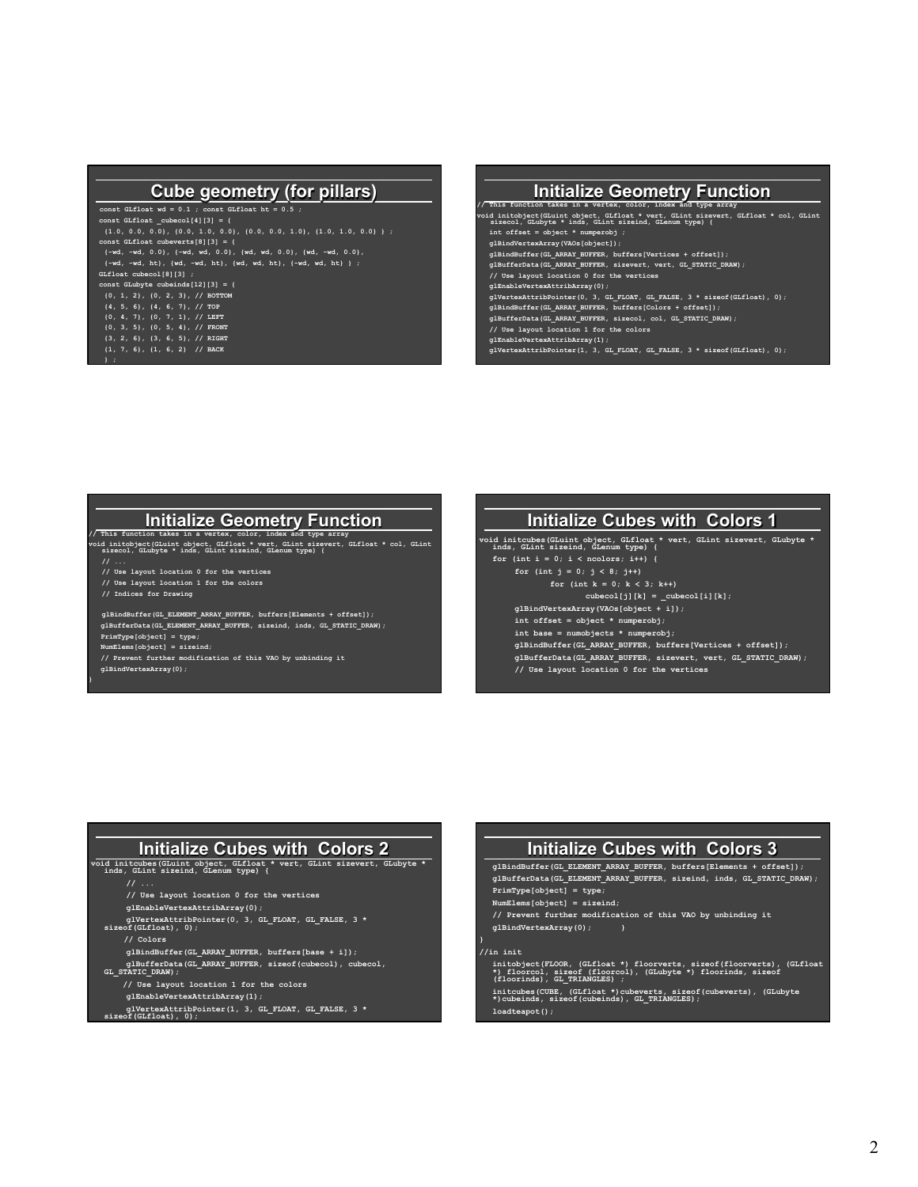## Cube geometry (for pillars)

```
const GLfloat wd = 0.1 ; const GLfloat ht = 0.5 ;
const GLfloat _cubecol[4][3] = {
  {1.0, 0.0, 0.0}, {0.0, 1.0, 0.0}, {0.0, 0.0, 1.0}, {1.0, 1.0, 0.0} } ;
const GLfloat cubeverts[8][3] = {
  {-wd, -wd, 0.0}, {-wd, wd, 0.0}, {wd, wd, 0.0}, {wd, -wd, 0.0},
  {-wd, -wd, ht}, {wd, -wd, ht}, {wd, wd, ht}, {-wd, wd, ht} } ;
GLfloat cubecol[8][3] ;
const GLubyte cubeinds[12][3] = {
  {0, 1, 2}, {0, 2, 3}, // BOTTOM
  {4, 5, 6}, {4, 6, 7}, // TOP
  {0, 4, 7}, {0, 7, 1}, // LEFT
  {0, 3, 5}, {0, 5, 4}, // FRONT
  {3, 2, 6}, {3, 6, 5}, // RIGHT
  {1, 7, 6}, {1, 6, 2}  // BACK
  } ;
```

## Initialize Geometry Function

```
// This function takes in a vertex, color, index and type array
void initobject(GLuint object, GLfloat * vert, GLint sizevert, GLfloat * col, GLint
  sizecol, GLubyte * inds, GLint sizeind, GLenum type) {
  int offset = object * numperobj ;
  glBindVertexArray(VAOs[object]);
  glBindBuffer(GL_ARRAY_BUFFER, buffers[Vertices + offset]);
  glBufferData(GL_ARRAY_BUFFER, sizevert, vert, GL_STATIC_DRAW);
  // Use layout location 0 for the vertices
  glEnableVertexAttribArray(0);
  glVertexAttribPointer(0, 3, GL_FLOAT, GL_FALSE, 3 * sizeof(GLfloat), 0);
  glBindBuffer(GL_ARRAY_BUFFER, buffers[Colors + offset]);
  glBufferData(GL_ARRAY_BUFFER, sizecol, col, GL_STATIC_DRAW);
  // Use layout location 1 for the colors
  glEnableVertexAttribArray(1);
  glVertexAttribPointer(1, 3, GL_FLOAT, GL_FALSE, 3 * sizeof(GLfloat), 0);
```

## Initialize Geometry Function

```
// This function takes in a vertex, color, index and type array
void initobject(GLuint object, GLfloat * vert, GLint sizevert, GLfloat * col, GLint
  sizecol, GLubyte * inds, GLint sizeind, GLenum type) {
  // ...
  // Use layout location 0 for the vertices
  // Use layout location 1 for the colors
  // Indices for Drawing

  glBindBuffer(GL_ELEMENT_ARRAY_BUFFER, buffers[Elements + offset]);
  glBufferData(GL_ELEMENT_ARRAY_BUFFER, sizeind, inds, GL_STATIC_DRAW);
  PrimType[object] = type;
  NumElems[object] = sizeind;
  // Prevent further modification of this VAO by unbinding it
  glBindVertexArray(0);
}
```

## Initialize Cubes with Colors 1

```
void initcubes(GLuint object, GLfloat * vert, GLint sizevert, GLubyte *
  inds, GLint sizeind, GLenum type) {
  for (int i = 0; i < ncolors; i++) {
      for (int j = 0; j < 8; j++)
            for (int k = 0; k < 3; k++)
                  cubecol[j][k] = _cubecol[i][k];
      glBindVertexArray(VAOs[object + i]);
      int offset = object * numperobj;
      int base = numobjects * numperobj;
      glBindBuffer(GL_ARRAY_BUFFER, buffers[Vertices + offset]);
      glBufferData(GL_ARRAY_BUFFER, sizevert, vert, GL_STATIC_DRAW);
      // Use layout location 0 for the vertices
```

## Initialize Cubes with Colors 2

```
void initcubes(GLuint object, GLfloat * vert, GLint sizevert, GLubyte *
  inds, GLint sizeind, GLenum type) {
      // ...
      // Use layout location 0 for the vertices
      glEnableVertexAttribArray(0);
      glVertexAttribPointer(0, 3, GL_FLOAT, GL_FALSE, 3 *
  sizeof(GLfloat), 0);
      // Colors
      glBindBuffer(GL_ARRAY_BUFFER, buffers[base + i]);
      glBufferData(GL_ARRAY_BUFFER, sizeof(cubecol), cubecol,
  GL_STATIC_DRAW);
      // Use layout location 1 for the colors
      glEnableVertexAttribArray(1);
      glVertexAttribPointer(1, 3, GL_FLOAT, GL_FALSE, 3 *
  sizeof(GLfloat), 0);
```

## Initialize Cubes with Colors 3

```
  glBindBuffer(GL_ELEMENT_ARRAY_BUFFER, buffers[Elements + offset]);
  glBufferData(GL_ELEMENT_ARRAY_BUFFER, sizeind, inds, GL_STATIC_DRAW);
  PrimType[object] = type;
  NumElems[object] = sizeind;
  // Prevent further modification of this VAO by unbinding it
  glBindVertexArray(0);      }
}
//in init
  initobject(FLOOR, (GLfloat *) floorverts, sizeof(floorverts), (GLfloat
  *) floorcol, sizeof (floorcol), (GLubyte *) floorinds, sizeof
  (floorinds), GL_TRIANGLES) ;
  initcubes(CUBE, (GLfloat *)cubeverts, sizeof(cubeverts), (GLubyte
  *)cubeinds, sizeof(cubeinds), GL_TRIANGLES);
  loadteapot();
```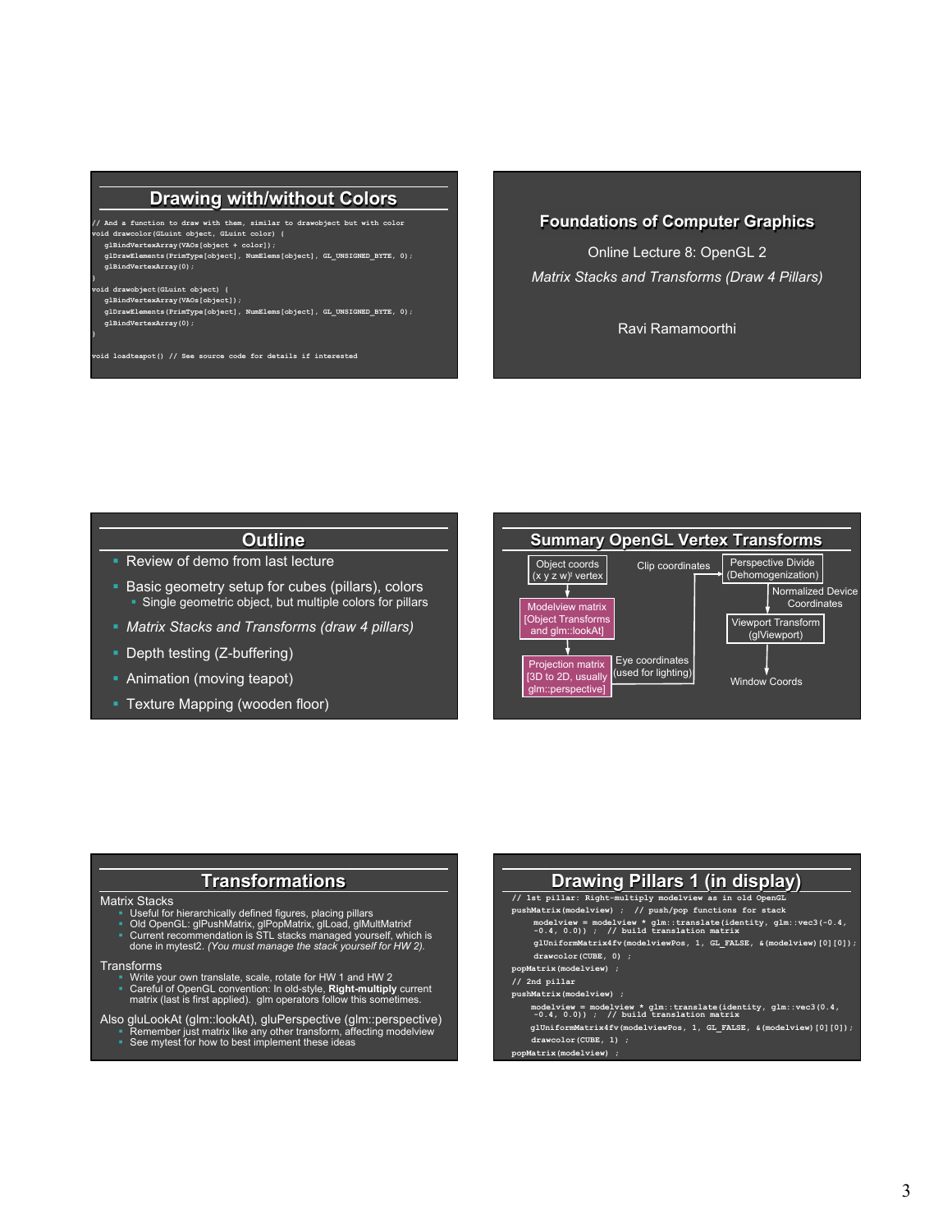## Drawing with/without Colors

```
// And a function to draw with them, similar to drawobject but with color
void drawcolor(GLuint object, GLuint color) {
   glBindVertexArray(VAOs[object + color]);
   glDrawElements(PrimType[object], NumElems[object], GL_UNSIGNED_BYTE, 0);
   glBindVertexArray(0);
}
void drawobject(GLuint object) {
   glBindVertexArray(VAOs[object]);
   glDrawElements(PrimType[object], NumElems[object], GL_UNSIGNED_BYTE, 0);
   glBindVertexArray(0);
}

void loadteapot() // See source code for details if interested
```

## Foundations of Computer Graphics

Online Lecture 8: OpenGL 2

*Matrix Stacks and Transforms (Draw 4 Pillars)*

Ravi Ramamoorthi

## Outline

- Review of demo from last lecture
- Basic geometry setup for cubes (pillars), colors
  - Single geometric object, but multiple colors for pillars
- *Matrix Stacks and Transforms (draw 4 pillars)*
- Depth testing (Z-buffering)
- Animation (moving teapot)
- Texture Mapping (wooden floor)

## Summary OpenGL Vertex Transforms

Object coords (x y z w)ᵗ vertex → Modelview matrix [Object Transforms and glm::lookAt] → Eye coordinates (used for lighting) → Projection matrix [3D to 2D, usually glm::perspective] → Clip coordinates → Perspective Divide (Dehomogenization) → Normalized Device Coordinates → Viewport Transform (glViewport) → Window Coords

## Transformations

Matrix Stacks
- Useful for hierarchically defined figures, placing pillars
- Old OpenGL: glPushMatrix, glPopMatrix, glLoad, glMultMatrixf
- Current recommendation is STL stacks managed yourself, which is done in mytest2. *(You must manage the stack yourself for HW 2).*

Transforms
- Write your own translate, scale, rotate for HW 1 and HW 2
- Careful of OpenGL convention: In old-style, **Right-multiply** current matrix (last is first applied). glm operators follow this sometimes.

Also gluLookAt (glm::lookAt), gluPerspective (glm::perspective)
- Remember just matrix like any other transform, affecting modelview
- See mytest for how to best implement these ideas

## Drawing Pillars 1 (in display)

```
// 1st pillar: Right-multiply modelview as in old OpenGL
pushMatrix(modelview) ;  // push/pop functions for stack
     modelview = modelview * glm::translate(identity, glm::vec3(-0.4,
     -0.4, 0.0)) ;  // build translation matrix
     glUniformMatrix4fv(modelviewPos, 1, GL_FALSE, &(modelview)[0][0]);
     drawcolor(CUBE, 0) ;
popMatrix(modelview) ;
// 2nd pillar
pushMatrix(modelview) ;
     modelview = modelview * glm::translate(identity, glm::vec3(0.4,
     -0.4, 0.0)) ;  // build translation matrix
     glUniformMatrix4fv(modelviewPos, 1, GL_FALSE, &(modelview)[0][0]);
     drawcolor(CUBE, 1) ;
popMatrix(modelview) ;
```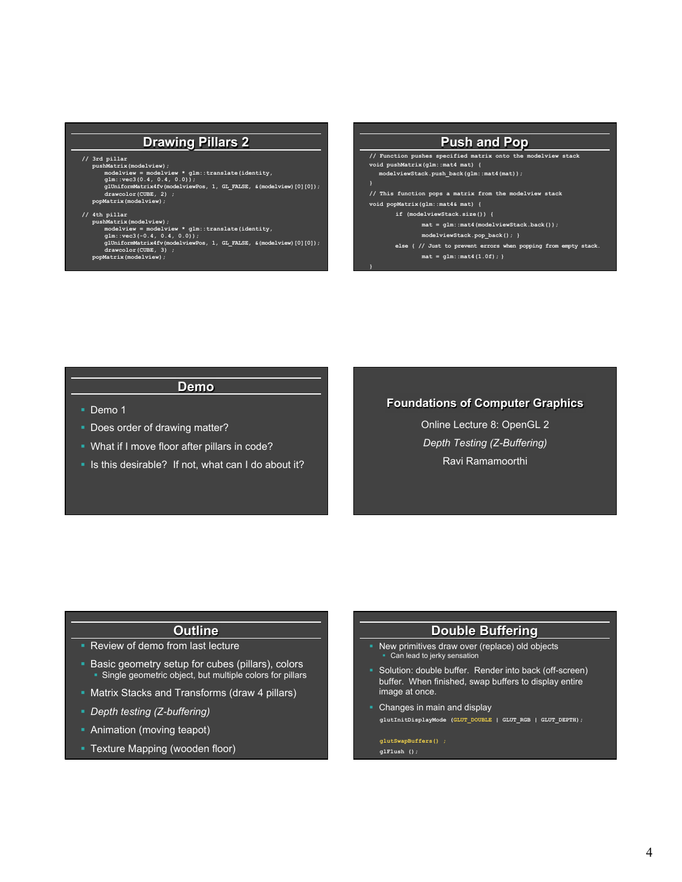## Drawing Pillars 2

```
// 3rd pillar
   pushMatrix(modelview);
      modelview = modelview * glm::translate(identity,
      glm::vec3(0.4, 0.4, 0.0));
      glUniformMatrix4fv(modelviewPos, 1, GL_FALSE, &(modelview)[0][0]);
      drawcolor(CUBE, 2) ;
   popMatrix(modelview);

// 4th pillar
   pushMatrix(modelview);
      modelview = modelview * glm::translate(identity,
      glm::vec3(-0.4, 0.4, 0.0));
      glUniformMatrix4fv(modelviewPos, 1, GL_FALSE, &(modelview)[0][0]);
      drawcolor(CUBE, 3) ;
   popMatrix(modelview);
```

## Push and Pop

```
// Function pushes specified matrix onto the modelview stack
void pushMatrix(glm::mat4 mat) {
   modelviewStack.push_back(glm::mat4(mat));
}
// This function pops a matrix from the modelview stack
void popMatrix(glm::mat4& mat) {
      if (modelviewStack.size()) {
            mat = glm::mat4(modelviewStack.back());
            modelviewStack.pop_back(); }
      else { // Just to prevent errors when popping from empty stack.
            mat = glm::mat4(1.0f); }
}
```

## Demo

- Demo 1
- Does order of drawing matter?
- What if I move floor after pillars in code?
- Is this desirable? If not, what can I do about it?

## Foundations of Computer Graphics

Online Lecture 8: OpenGL 2

*Depth Testing (Z-Buffering)*

Ravi Ramamoorthi

## Outline

- Review of demo from last lecture
- Basic geometry setup for cubes (pillars), colors
  - Single geometric object, but multiple colors for pillars
- Matrix Stacks and Transforms (draw 4 pillars)
- *Depth testing (Z-buffering)*
- Animation (moving teapot)
- Texture Mapping (wooden floor)

## Double Buffering

- New primitives draw over (replace) old objects
  - Can lead to jerky sensation
- Solution: double buffer. Render into back (off-screen) buffer. When finished, swap buffers to display entire image at once.
- Changes in main and display

```
glutInitDisplayMode (GLUT_DOUBLE | GLUT_RGB | GLUT_DEPTH);

glutSwapBuffers() ;
glFlush ();
```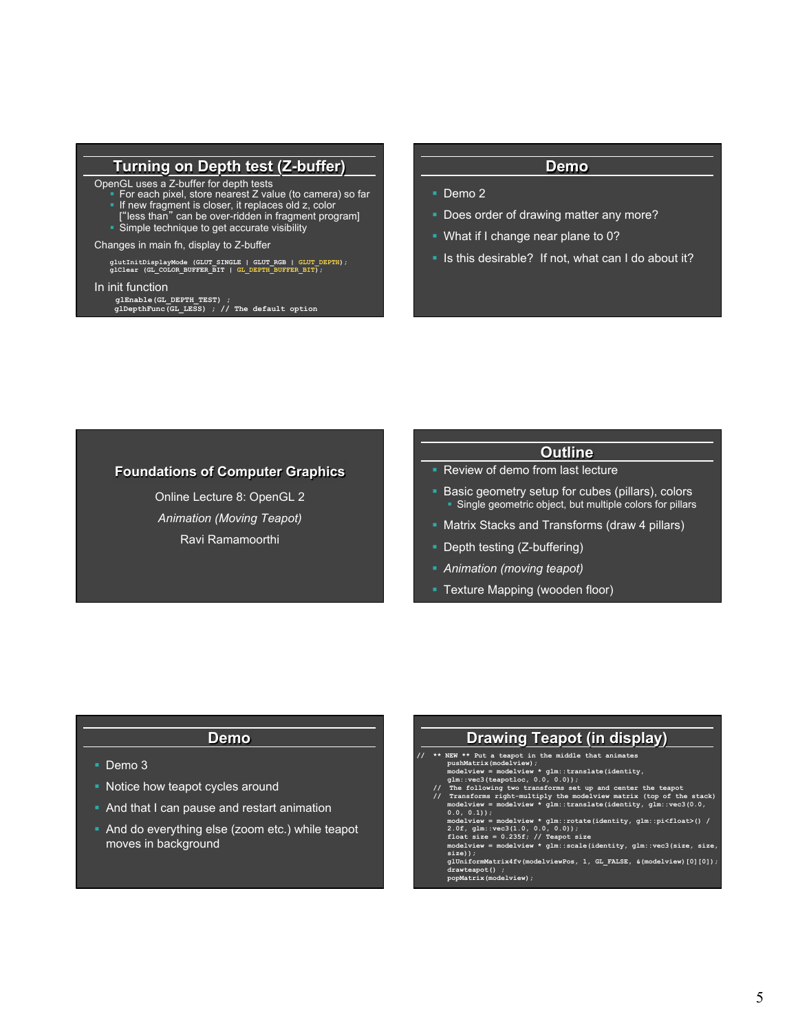## Turning on Depth test (Z-buffer)

OpenGL uses a Z-buffer for depth tests

- For each pixel, store nearest Z value (to camera) so far
- If new fragment is closer, it replaces old z, color ["less than" can be over-ridden in fragment program]
- Simple technique to get accurate visibility

Changes in main fn, display to Z-buffer

```
glutInitDisplayMode (GLUT_SINGLE | GLUT_RGB | GLUT_DEPTH);
glClear (GL_COLOR_BUFFER_BIT | GL_DEPTH_BUFFER_BIT);
```

In init function

```
glEnable(GL_DEPTH_TEST) ;
glDepthFunc(GL_LESS) ; // The default option
```

## Demo

- Demo 2
- Does order of drawing matter any more?
- What if I change near plane to 0?
- Is this desirable? If not, what can I do about it?

## Foundations of Computer Graphics

Online Lecture 8: OpenGL 2

*Animation (Moving Teapot)*

Ravi Ramamoorthi

## Outline

- Review of demo from last lecture
- Basic geometry setup for cubes (pillars), colors
  - Single geometric object, but multiple colors for pillars
- Matrix Stacks and Transforms (draw 4 pillars)
- Depth testing (Z-buffering)
- *Animation (moving teapot)*
- Texture Mapping (wooden floor)

## Demo

- Demo 3
- Notice how teapot cycles around
- And that I can pause and restart animation
- And do everything else (zoom etc.) while teapot moves in background

## Drawing Teapot (in display)

```
//  ** NEW ** Put a teapot in the middle that animates
        pushMatrix(modelview);
        modelview = modelview * glm::translate(identity,
        glm::vec3(teapotloc, 0.0, 0.0));
    //  The following two transforms set up and center the teapot
    //  Transforms right-multiply the modelview matrix (top of the stack)
        modelview = modelview * glm::translate(identity, glm::vec3(0.0,
        0.0, 0.1));
        modelview = modelview * glm::rotate(identity, glm::pi<float>() /
        2.0f, glm::vec3(1.0, 0.0, 0.0));
        float size = 0.235f; // Teapot size
        modelview = modelview * glm::scale(identity, glm::vec3(size, size,
        size));
        glUniformMatrix4fv(modelviewPos, 1, GL_FALSE, &(modelview)[0][0]);
        drawteapot() ;
        popMatrix(modelview);
```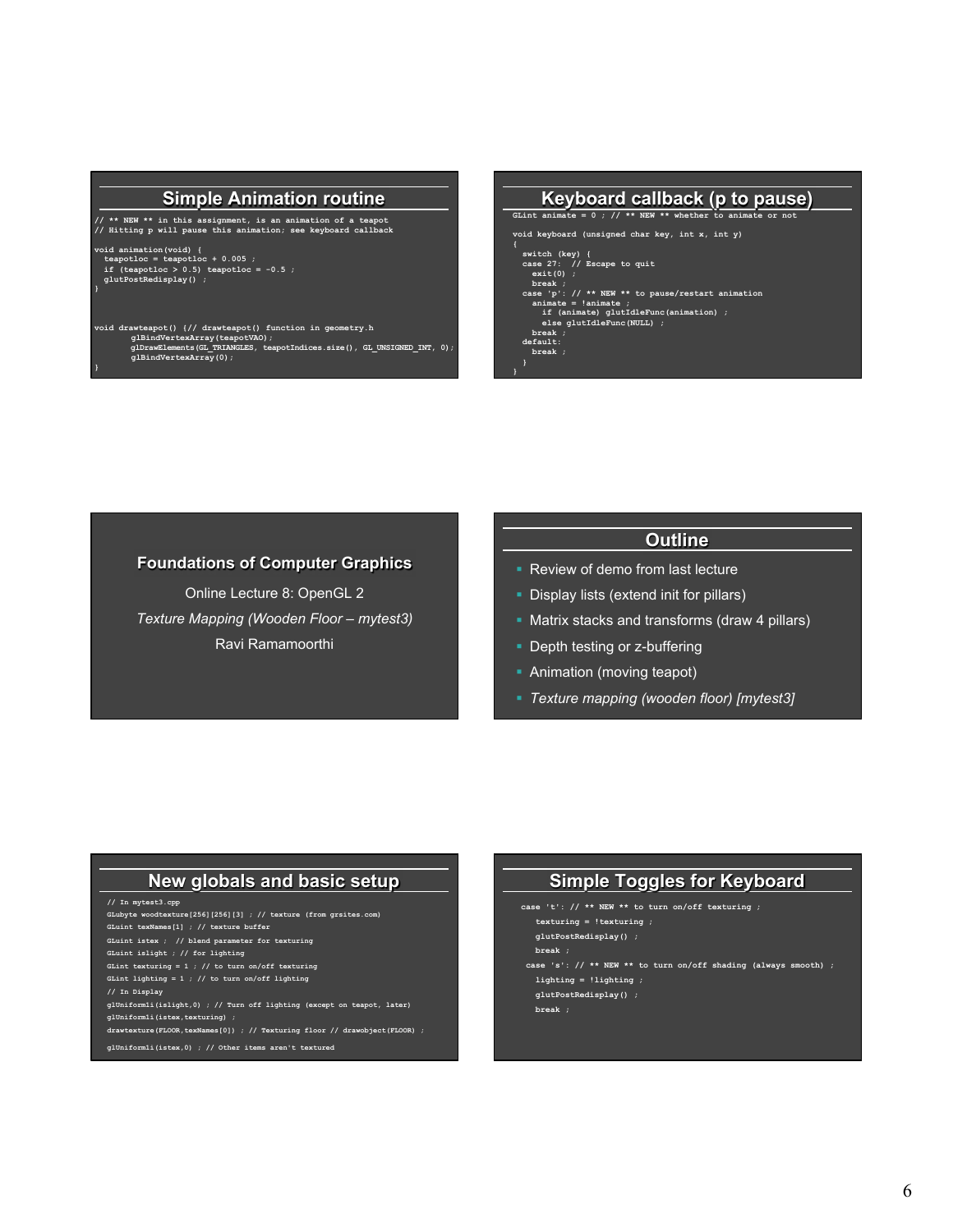## Simple Animation routine

```
// ** NEW ** in this assignment, is an animation of a teapot
// Hitting p will pause this animation; see keyboard callback

void animation(void) {
  teapotloc = teapotloc + 0.005 ;
  if (teapotloc > 0.5) teapotloc = -0.5 ;
  glutPostRedisplay() ;
}


void drawteapot() {// drawteapot() function in geometry.h
       glBindVertexArray(teapotVAO);
       glDrawElements(GL_TRIANGLES, teapotIndices.size(), GL_UNSIGNED_INT, 0);
       glBindVertexArray(0);
}
```

## Keyboard callback (p to pause)

```
GLint animate = 0 ; // ** NEW ** whether to animate or not

void keyboard (unsigned char key, int x, int y)
{
  switch (key) {
  case 27:  // Escape to quit
    exit(0) ;
    break ;
  case 'p': // ** NEW ** to pause/restart animation
    animate = !animate ;
      if (animate) glutIdleFunc(animation) ;
      else glutIdleFunc(NULL) ;
    break ;
  default:
    break ;
  }
}
```

## Foundations of Computer Graphics

Online Lecture 8: OpenGL 2

*Texture Mapping (Wooden Floor – mytest3)*

Ravi Ramamoorthi

## Outline

- Review of demo from last lecture
- Display lists (extend init for pillars)
- Matrix stacks and transforms (draw 4 pillars)
- Depth testing or z-buffering
- Animation (moving teapot)
- *Texture mapping (wooden floor) [mytest3]*

## New globals and basic setup

```
// In mytest3.cpp
GLubyte woodtexture[256][256][3] ; // texture (from grsites.com)
GLuint texNames[1] ; // texture buffer
GLuint istex ;  // blend parameter for texturing
GLuint islight ; // for lighting
GLint texturing = 1 ; // to turn on/off texturing
GLint lighting = 1 ; // to turn on/off lighting
// In Display
glUniform1i(islight,0) ; // Turn off lighting (except on teapot, later)
glUniform1i(istex,texturing) ;
drawtexture(FLOOR,texNames[0]) ; // Texturing floor // drawobject(FLOOR) ;

glUniform1i(istex,0) ; // Other items aren't textured
```

## Simple Toggles for Keyboard

```
case 't': // ** NEW ** to turn on/off texturing ;
   texturing = !texturing ;
   glutPostRedisplay() ;
   break ;
 case 's': // ** NEW ** to turn on/off shading (always smooth) ;
   lighting = !lighting ;
   glutPostRedisplay() ;
   break ;
```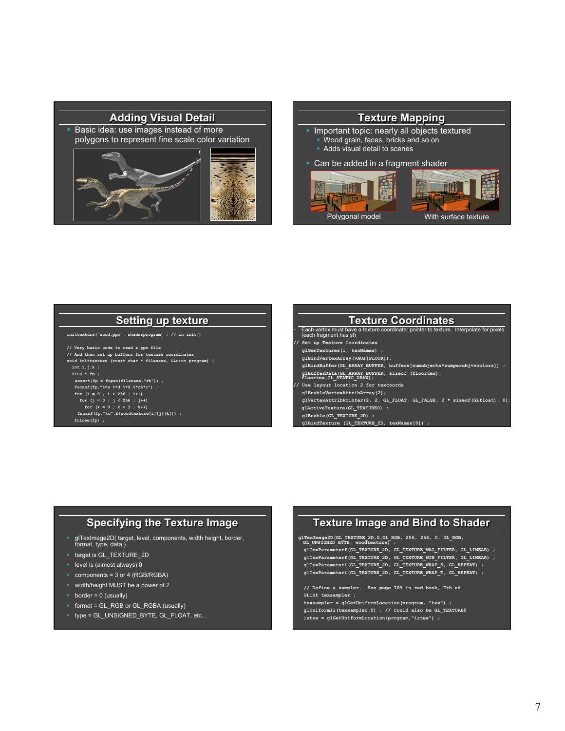## Adding Visual Detail

- Basic idea: use images instead of more polygons to represent fine scale color variation

## Texture Mapping

- Important topic: nearly all objects textured
  - Wood grain, faces, bricks and so on
  - Adds visual detail to scenes
- Can be added in a fragment shader

Polygonal model

With surface texture

## Setting up texture

```
inittexture("wood.ppm", shaderprogram) ; // in init()

// Very basic code to read a ppm file
// And then set up buffers for texture coordinates
void inittexture (const char * filename, GLuint program) {
  int i,j,k ;
  FILE * fp ;
   assert(fp = fopen(filename,"rb")) ;
   fscanf(fp,"%*s %*d %*d %*d%*c") ;
   for (i = 0 ; i < 256 ; i++)
     for (j = 0 ; j < 256 ; j++)
       for (k = 0 ; k < 3 ; k++)
    fscanf(fp,"%c",&(woodtexture[i][j][k])) ;
   fclose(fp) ;
```

## Texture Coordinates

- Each vertex must have a texture coordinate: pointer to texture. Interpolate for pixels (each fragment has st)

```
// Set up Texture Coordinates
   glGenTextures(1, texNames) ;
   glBindVertexArray(VAOs[FLOOR]);
   glBindBuffer(GL_ARRAY_BUFFER, buffers[numobjects*numperobj+ncolors]) ;
   glBufferData(GL_ARRAY_BUFFER, sizeof (floortex),
   floortex,GL_STATIC_DRAW);
// Use layout location 2 for texcoords
   glEnableVertexAttribArray(2);
   glVertexAttribPointer(2, 2, GL_FLOAT, GL_FALSE, 2 * sizeof(GLfloat), 0);
   glActiveTexture(GL_TEXTURE0) ;
   glEnable(GL_TEXTURE_2D) ;
   glBindTexture (GL_TEXTURE_2D, texNames[0]) ;
```

## Specifying the Texture Image

- glTexImage2D( target, level, components, width height, border, format, type, data )
- target is GL_TEXTURE_2D
- level is (almost always) 0
- components = 3 or 4 (RGB/RGBA)
- width/height MUST be a power of 2
- border = 0 (usually)
- format = GL_RGB or GL_RGBA (usually)
- type = GL_UNSIGNED_BYTE, GL_FLOAT, etc…

## Texture Image and Bind to Shader

```
glTexImage2D(GL_TEXTURE_2D,0,GL_RGB, 256, 256, 0, GL_RGB,
  GL_UNSIGNED_BYTE, woodtexture) ;
  glTexParameterf(GL_TEXTURE_2D, GL_TEXTURE_MAG_FILTER, GL_LINEAR) ;
  glTexParameterf(GL_TEXTURE_2D, GL_TEXTURE_MIN_FILTER, GL_LINEAR) ;
  glTexParameteri(GL_TEXTURE_2D, GL_TEXTURE_WRAP_S, GL_REPEAT) ;
  glTexParameteri(GL_TEXTURE_2D, GL_TEXTURE_WRAP_T, GL_REPEAT) ;

  // Define a sampler.  See page 709 in red book, 7th ed.
  GLint texsampler ;
  texsampler = glGetUniformLocation(program, "tex") ;
  glUniform1i(texsampler,0) ; // Could also be GL_TEXTURE0
  istex = glGetUniformLocation(program,"istex") ;
```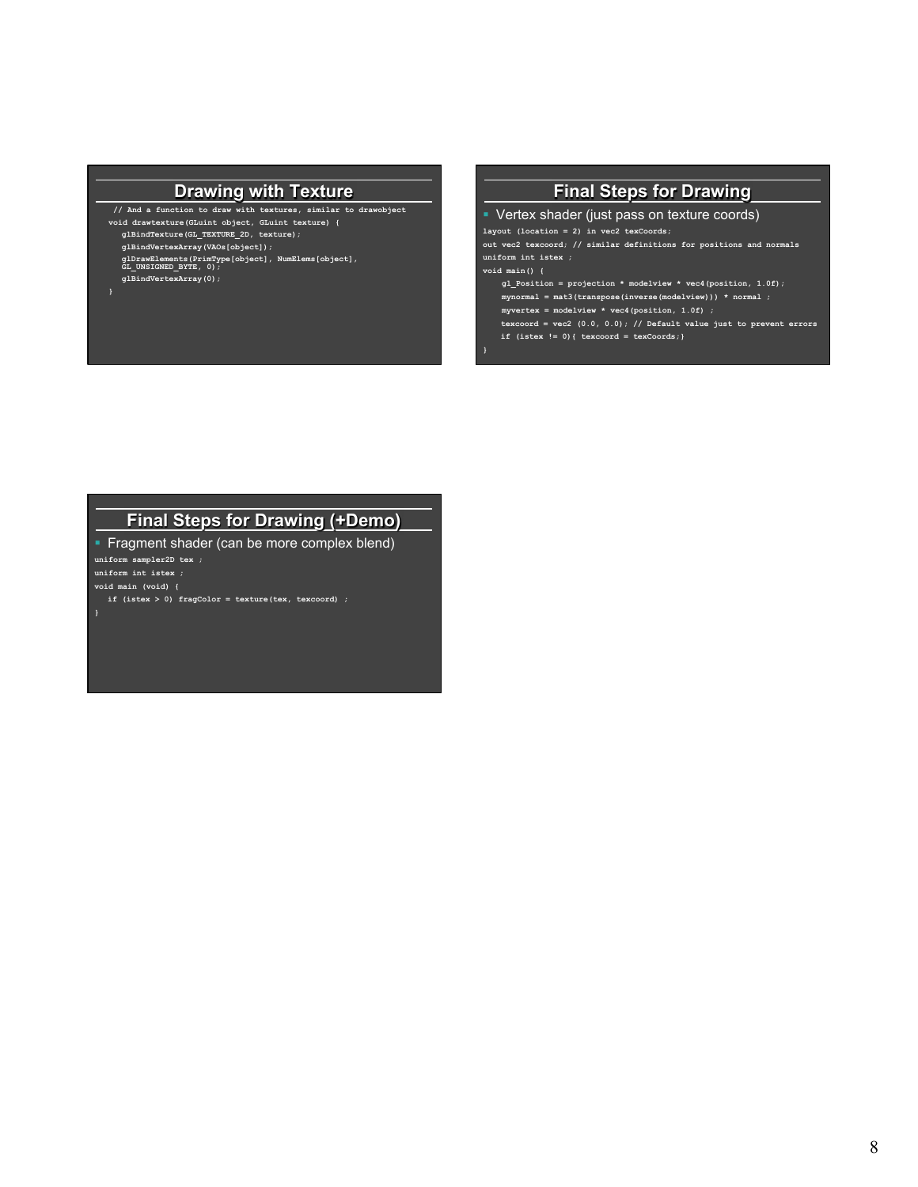## Drawing with Texture

```
// And a function to draw with textures, similar to drawobject
void drawtexture(GLuint object, GLuint texture) {
   glBindTexture(GL_TEXTURE_2D, texture);
   glBindVertexArray(VAOs[object]);
   glDrawElements(PrimType[object], NumElems[object],
   GL_UNSIGNED_BYTE, 0);
   glBindVertexArray(0);
}
```

## Final Steps for Drawing

- Vertex shader (just pass on texture coords)

```
layout (location = 2) in vec2 texCoords;
out vec2 texcoord; // similar definitions for positions and normals
uniform int istex ;
void main() {
    gl_Position = projection * modelview * vec4(position, 1.0f);
    mynormal = mat3(transpose(inverse(modelview))) * normal ;
    myvertex = modelview * vec4(position, 1.0f) ;
    texcoord = vec2 (0.0, 0.0); // Default value just to prevent errors
    if (istex != 0){ texcoord = texCoords;}
}
```

## Final Steps for Drawing (+Demo)

- Fragment shader (can be more complex blend)

```
uniform sampler2D tex ;
uniform int istex ;
void main (void) {
  if (istex > 0) fragColor = texture(tex, texcoord) ;
}
```